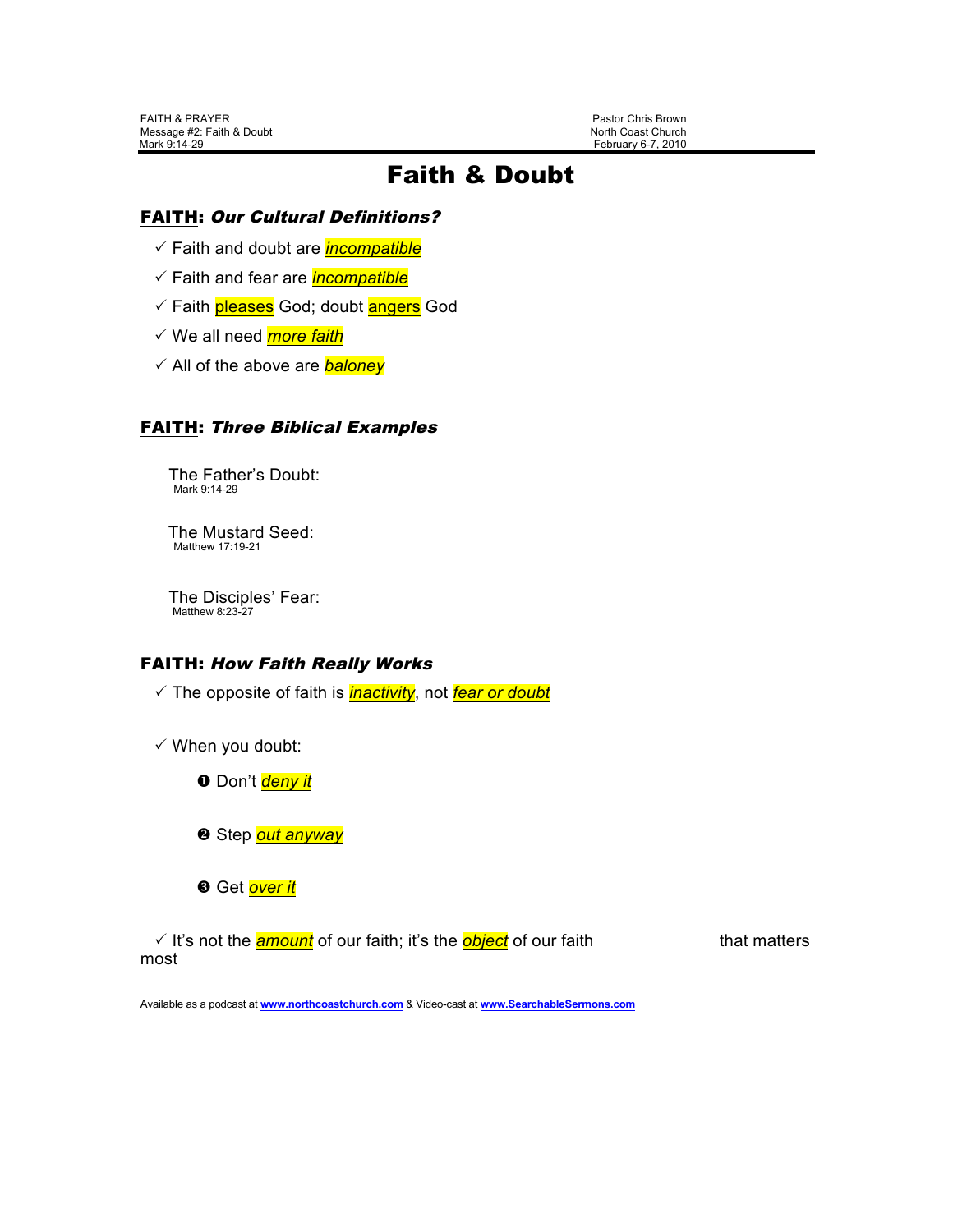FAITH & PRAYER
Message #2: Faith & Doubt
Mark 9:14-29

Pastor Chris Brown
North Coast Church
February 6-7, 2010

# Faith & Doubt

## FAITH: *Our Cultural Definitions?*

- ✓ Faith and doubt are *incompatible*
- ✓ Faith and fear are *incompatible*
- ✓ Faith pleases God; doubt angers God
- ✓ We all need *more faith*
- ✓ All of the above are *baloney*

## FAITH: *Three Biblical Examples*

The Father's Doubt:
Mark 9:14-29

The Mustard Seed:
Matthew 17:19-21

The Disciples' Fear:
Matthew 8:23-27

## FAITH: *How Faith Really Works*

- ✓ The opposite of faith is *inactivity*, not *fear or doubt*
- ✓ When you doubt:
  - ❶ Don't *deny it*
  - ❷ Step *out anyway*
  - ❸ Get *over it*
- ✓ It's not the *amount* of our faith; it's the *object* of our faith that matters most

Available as a podcast at **www.northcoastchurch.com** & Video-cast at **www.SearchableSermons.com**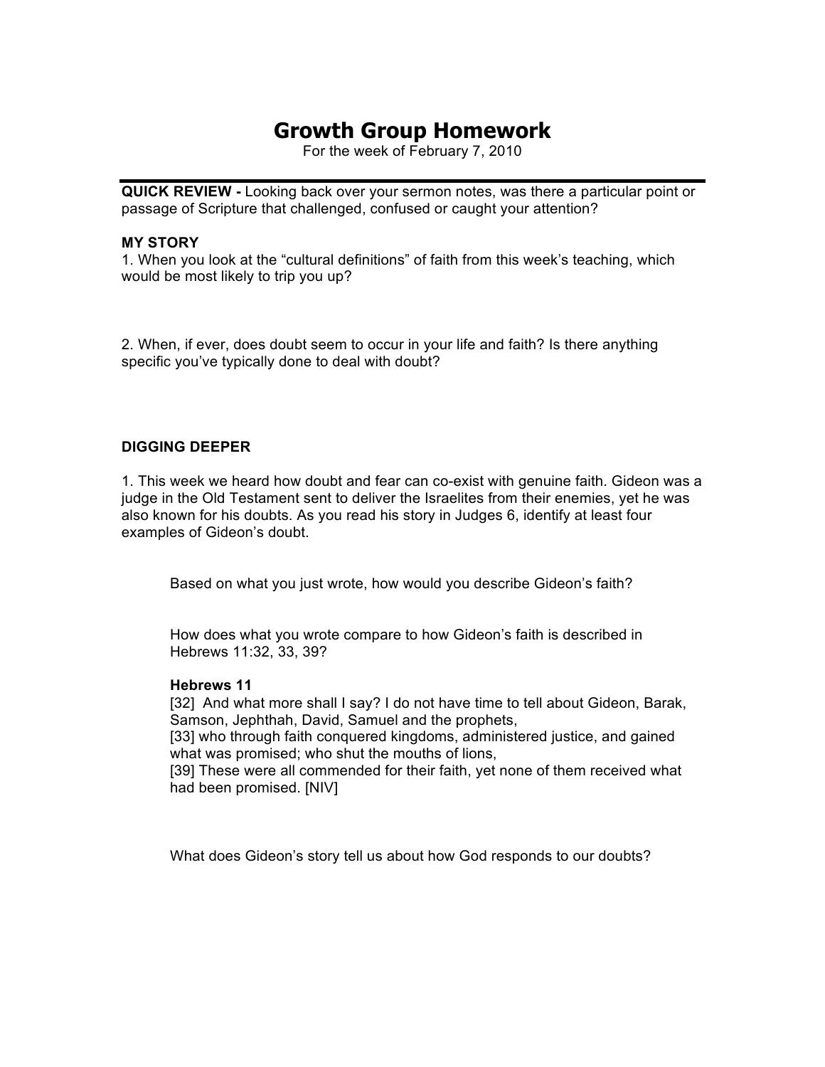# Growth Group Homework

For the week of February 7, 2010

---

**QUICK REVIEW -** Looking back over your sermon notes, was there a particular point or passage of Scripture that challenged, confused or caught your attention?

**MY STORY**

1. When you look at the "cultural definitions" of faith from this week's teaching, which would be most likely to trip you up?

2. When, if ever, does doubt seem to occur in your life and faith? Is there anything specific you've typically done to deal with doubt?

**DIGGING DEEPER**

1. This week we heard how doubt and fear can co-exist with genuine faith. Gideon was a judge in the Old Testament sent to deliver the Israelites from their enemies, yet he was also known for his doubts. As you read his story in Judges 6, identify at least four examples of Gideon's doubt.

   Based on what you just wrote, how would you describe Gideon's faith?

   How does what you wrote compare to how Gideon's faith is described in Hebrews 11:32, 33, 39?

   **Hebrews 11**
   [32] And what more shall I say? I do not have time to tell about Gideon, Barak, Samson, Jephthah, David, Samuel and the prophets,
   [33] who through faith conquered kingdoms, administered justice, and gained what was promised; who shut the mouths of lions,
   [39] These were all commended for their faith, yet none of them received what had been promised. [NIV]

   What does Gideon's story tell us about how God responds to our doubts?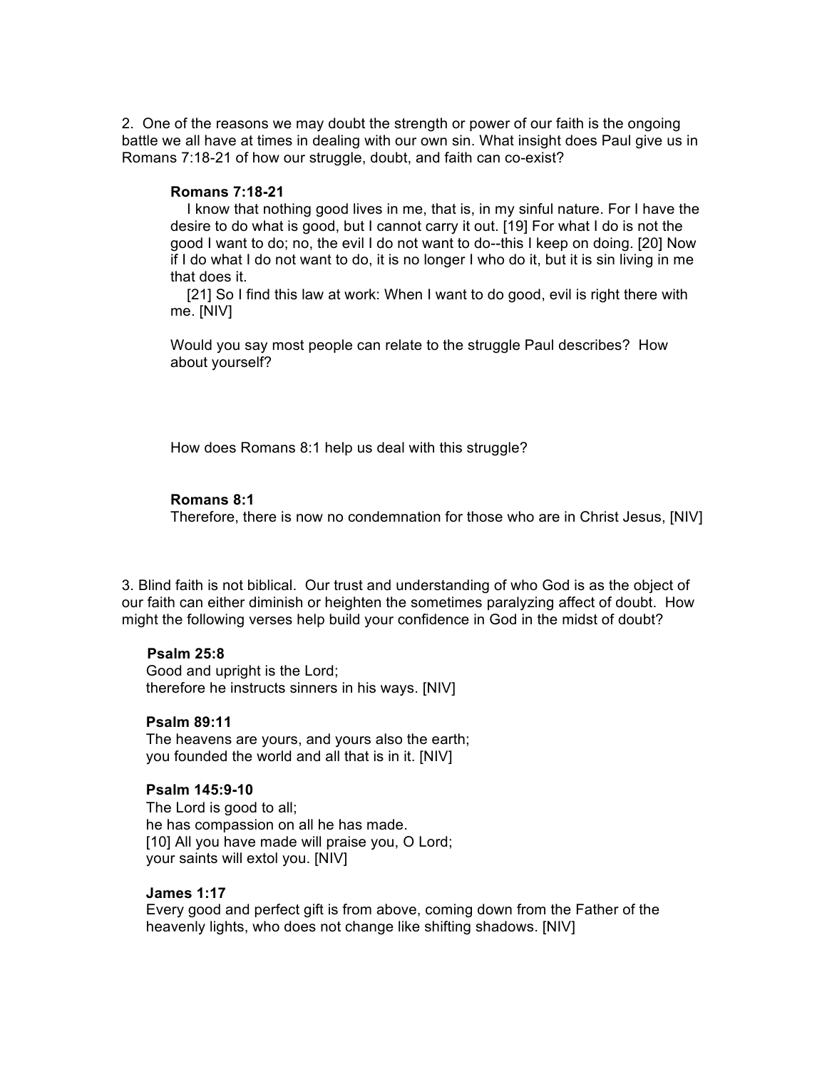2. One of the reasons we may doubt the strength or power of our faith is the ongoing battle we all have at times in dealing with our own sin. What insight does Paul give us in Romans 7:18-21 of how our struggle, doubt, and faith can co-exist?

> **Romans 7:18-21**
> I know that nothing good lives in me, that is, in my sinful nature. For I have the desire to do what is good, but I cannot carry it out. [19] For what I do is not the good I want to do; no, the evil I do not want to do--this I keep on doing. [20] Now if I do what I do not want to do, it is no longer I who do it, but it is sin living in me that does it.
> [21] So I find this law at work: When I want to do good, evil is right there with me. [NIV]
>
> Would you say most people can relate to the struggle Paul describes? How about yourself?
>
> How does Romans 8:1 help us deal with this struggle?
>
> **Romans 8:1**
> Therefore, there is now no condemnation for those who are in Christ Jesus, [NIV]

3. Blind faith is not biblical. Our trust and understanding of who God is as the object of our faith can either diminish or heighten the sometimes paralyzing affect of doubt. How might the following verses help build your confidence in God in the midst of doubt?

> **Psalm 25:8**
> Good and upright is the Lord;
> therefore he instructs sinners in his ways. [NIV]
>
> **Psalm 89:11**
> The heavens are yours, and yours also the earth;
> you founded the world and all that is in it. [NIV]
>
> **Psalm 145:9-10**
> The Lord is good to all;
> he has compassion on all he has made.
> [10] All you have made will praise you, O Lord;
> your saints will extol you. [NIV]
>
> **James 1:17**
> Every good and perfect gift is from above, coming down from the Father of the heavenly lights, who does not change like shifting shadows. [NIV]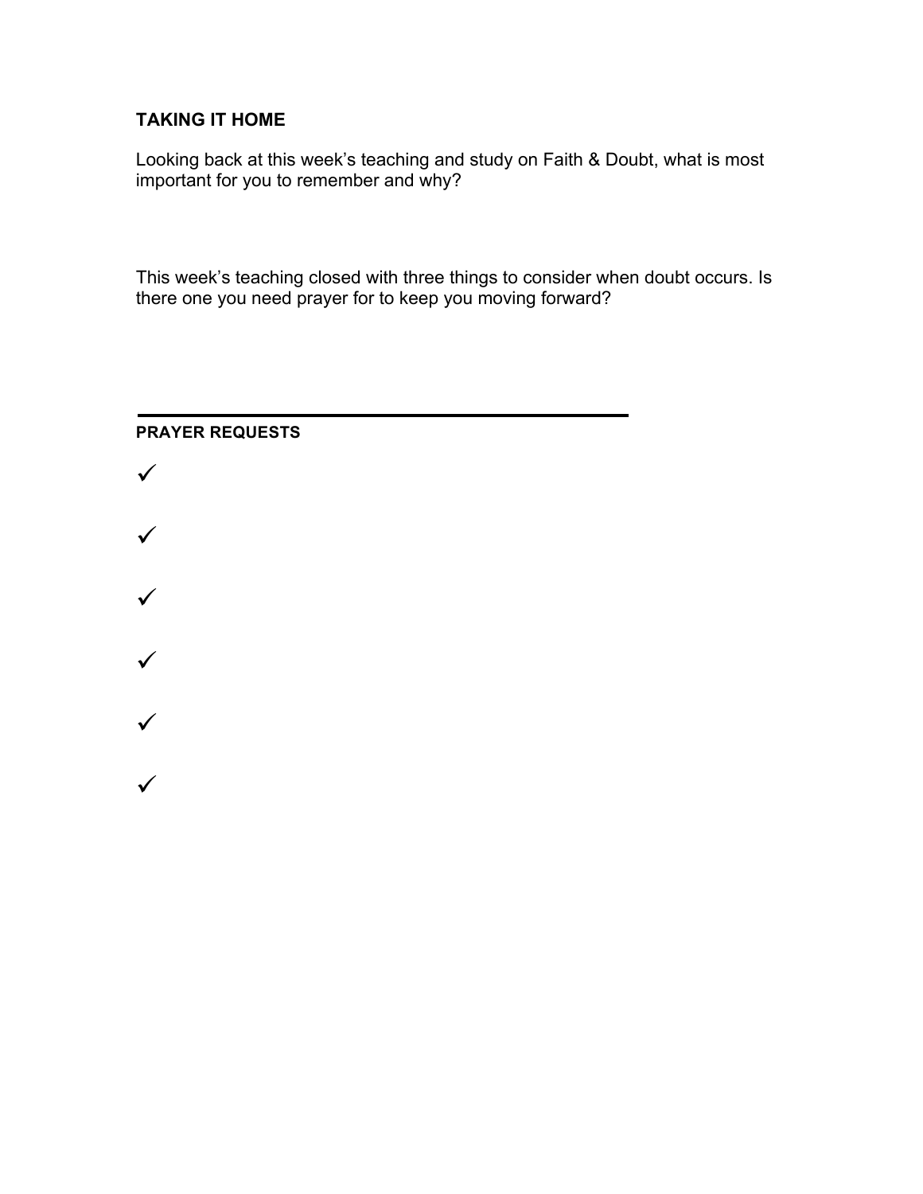## TAKING IT HOME

Looking back at this week's teaching and study on Faith & Doubt, what is most important for you to remember and why?

This week's teaching closed with three things to consider when doubt occurs. Is there one you need prayer for to keep you moving forward?

---

### PRAYER REQUESTS

- ✓
- ✓
- ✓
- ✓
- ✓
- ✓